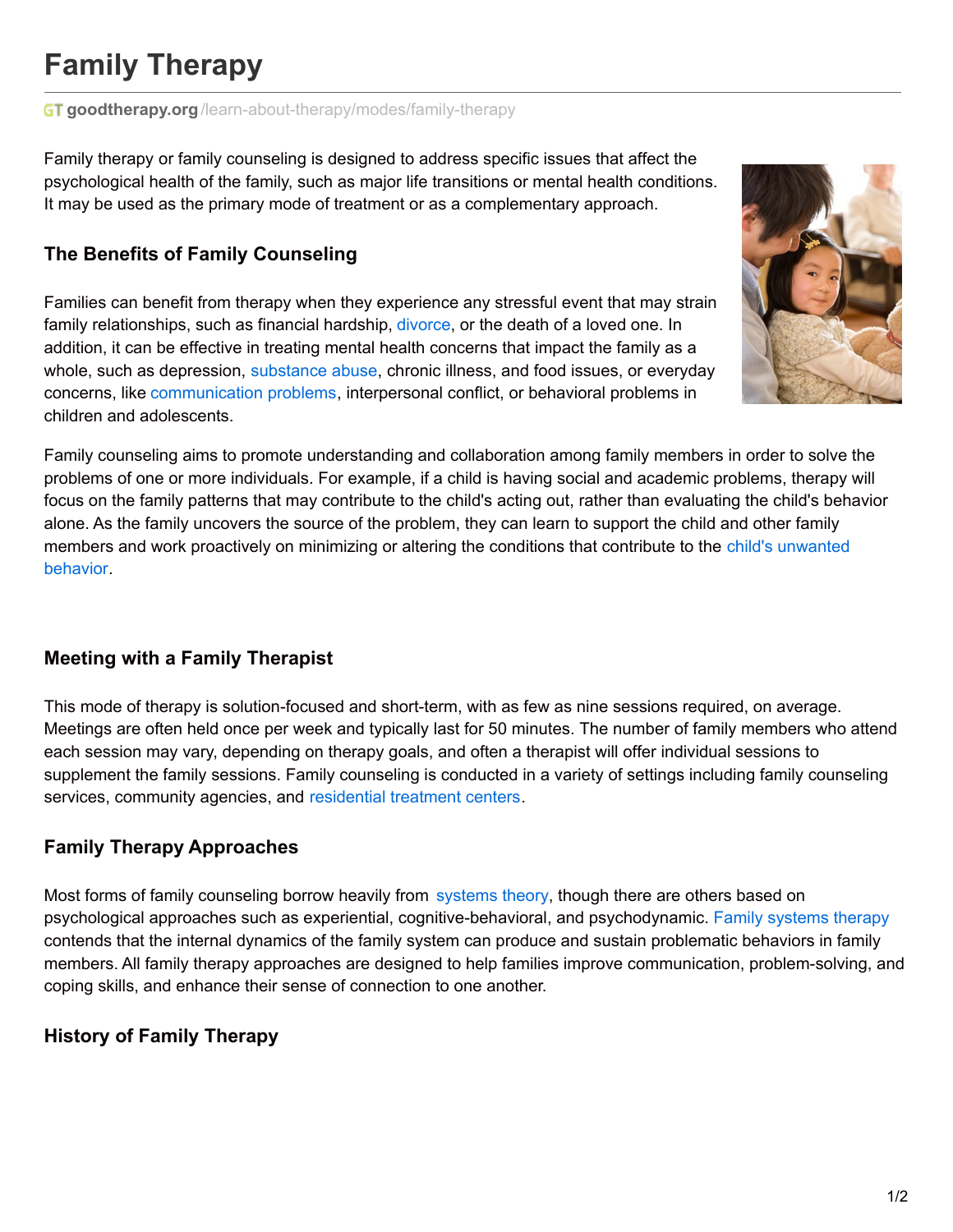# Family Therapy

goodtherapy.org/learn-about-therapy/modes/family-therapy

Family therapy or family counseling is designed to address specific issues that affect the psychological health of the family, such as major life transitions or mental health conditions. It may be used as the primary mode of treatment or as a complementary approach.

### The Benefits of Family Counseling

Families can benefit from therapy when they experience any stressful event that may strain family relationships, such as financial hardship, divorce, or the death of a loved one. In addition, it can be effective in treating mental health concerns that impact the family as a whole, such as depression, substance abuse, chronic illness, and food issues, or everyday concerns, like communication problems, interpersonal conflict, or behavioral problems in children and adolescents.

Family counseling aims to promote understanding and collaboration among family members in order to solve the problems of one or more individuals. For example, if a child is having social and academic problems, therapy will focus on the family patterns that may contribute to the child's acting out, rather than evaluating the child's behavior alone. As the family uncovers the source of the problem, they can learn to support the child and other family members and work proactively on minimizing or altering the conditions that contribute to the child's unwanted behavior.

### Meeting with a Family Therapist

This mode of therapy is solution-focused and short-term, with as few as nine sessions required, on average. Meetings are often held once per week and typically last for 50 minutes. The number of family members who attend each session may vary, depending on therapy goals, and often a therapist will offer individual sessions to supplement the family sessions. Family counseling is conducted in a variety of settings including family counseling services, community agencies, and residential treatment centers.

### Family Therapy Approaches

Most forms of family counseling borrow heavily from systems theory, though there are others based on psychological approaches such as experiential, cognitive-behavioral, and psychodynamic. Family systems therapy contends that the internal dynamics of the family system can produce and sustain problematic behaviors in family members. All family therapy approaches are designed to help families improve communication, problem-solving, and coping skills, and enhance their sense of connection to one another.

### History of Family Therapy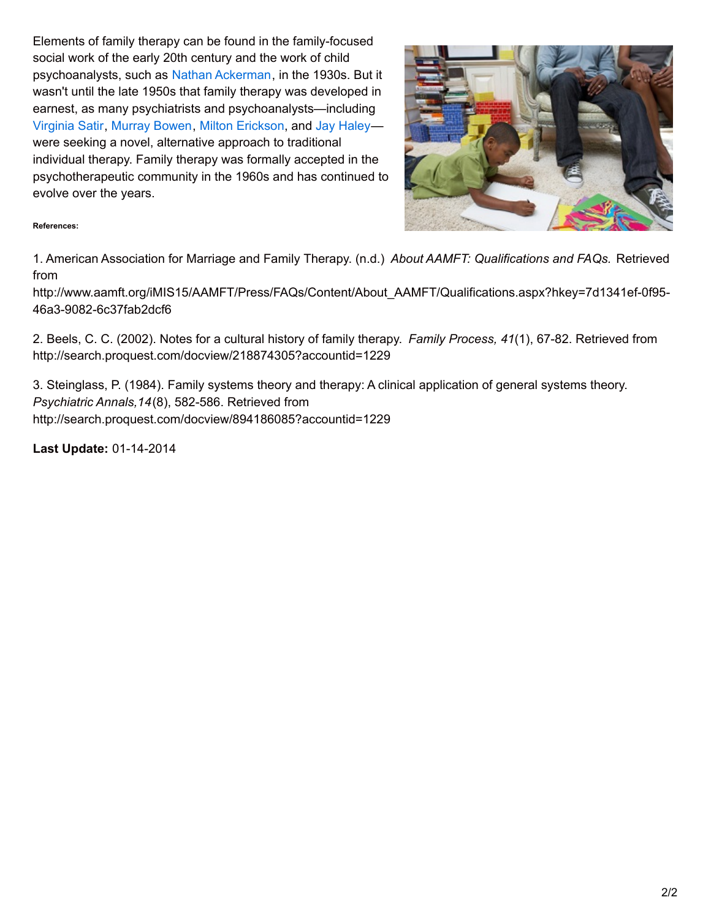Elements of family therapy can be found in the family-focused social work of the early 20th century and the work of child psychoanalysts, such as Nathan Ackerman, in the 1930s. But it wasn't until the late 1950s that family therapy was developed in earnest, as many psychiatrists and psychoanalysts—including Virginia Satir, Murray Bowen, Milton Erickson, and Jay Haley—were seeking a novel, alternative approach to traditional individual therapy. Family therapy was formally accepted in the psychotherapeutic community in the 1960s and has continued to evolve over the years.

**References:**

1. American Association for Marriage and Family Therapy. (n.d.) *About AAMFT: Qualifications and FAQs.* Retrieved from http://www.aamft.org/iMIS15/AAMFT/Press/FAQs/Content/About_AAMFT/Qualifications.aspx?hkey=7d1341ef-0f95-46a3-9082-6c37fab2dcf6

2. Beels, C. C. (2002). Notes for a cultural history of family therapy. *Family Process, 41*(1), 67-82. Retrieved from http://search.proquest.com/docview/218874305?accountid=1229

3. Steinglass, P. (1984). Family systems theory and therapy: A clinical application of general systems theory. *Psychiatric Annals,14*(8), 582-586. Retrieved from http://search.proquest.com/docview/894186085?accountid=1229

**Last Update:** 01-14-2014